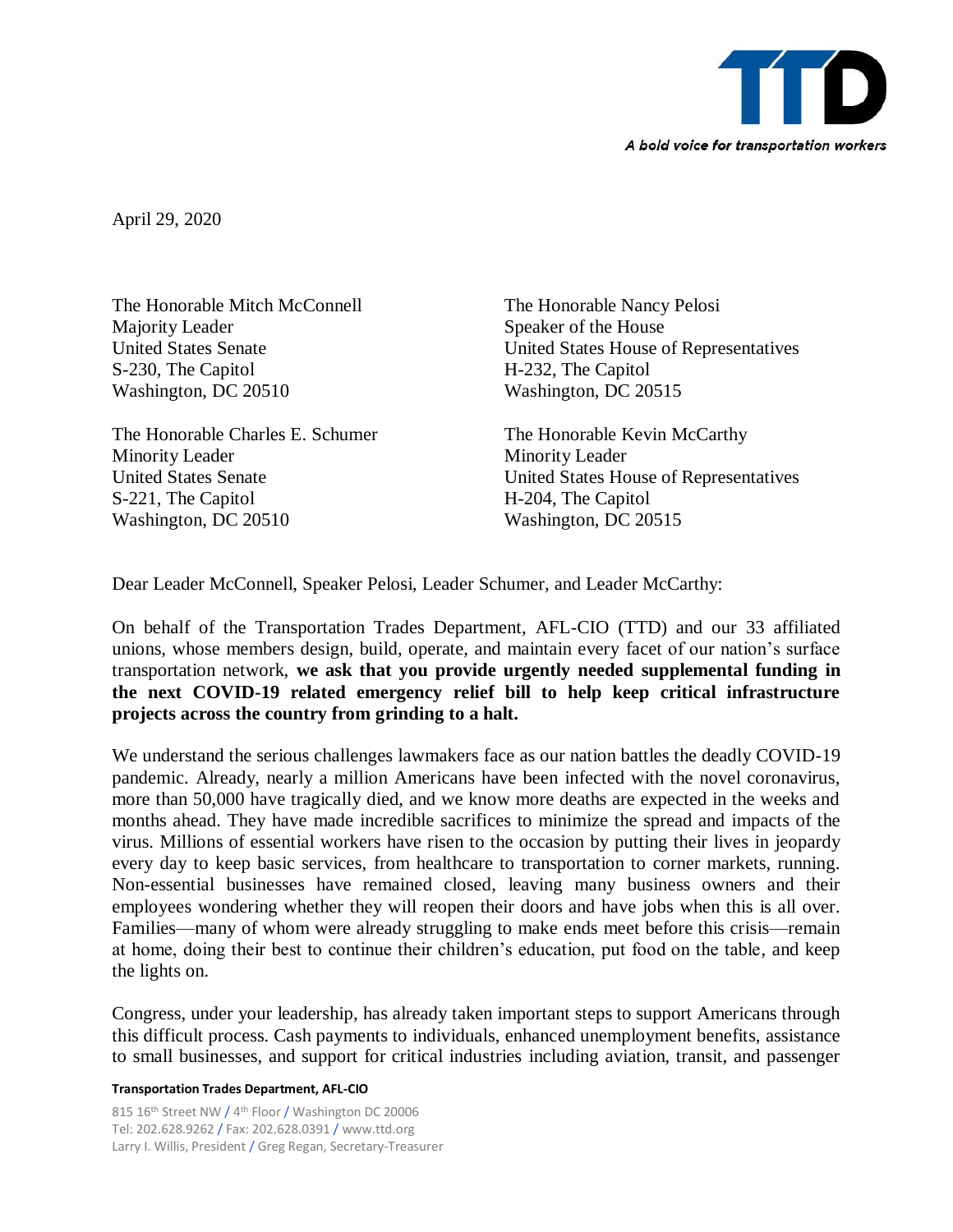TTD

*A bold voice for transportation workers*

April 29, 2020

The Honorable Mitch McConnell
Majority Leader
United States Senate
S-230, The Capitol
Washington, DC 20510

The Honorable Nancy Pelosi
Speaker of the House
United States House of Representatives
H-232, The Capitol
Washington, DC 20515

The Honorable Charles E. Schumer
Minority Leader
United States Senate
S-221, The Capitol
Washington, DC 20510

The Honorable Kevin McCarthy
Minority Leader
United States House of Representatives
H-204, The Capitol
Washington, DC 20515

Dear Leader McConnell, Speaker Pelosi, Leader Schumer, and Leader McCarthy:

On behalf of the Transportation Trades Department, AFL-CIO (TTD) and our 33 affiliated unions, whose members design, build, operate, and maintain every facet of our nation's surface transportation network, **we ask that you provide urgently needed supplemental funding in the next COVID-19 related emergency relief bill to help keep critical infrastructure projects across the country from grinding to a halt.**

We understand the serious challenges lawmakers face as our nation battles the deadly COVID-19 pandemic. Already, nearly a million Americans have been infected with the novel coronavirus, more than 50,000 have tragically died, and we know more deaths are expected in the weeks and months ahead. They have made incredible sacrifices to minimize the spread and impacts of the virus. Millions of essential workers have risen to the occasion by putting their lives in jeopardy every day to keep basic services, from healthcare to transportation to corner markets, running. Non-essential businesses have remained closed, leaving many business owners and their employees wondering whether they will reopen their doors and have jobs when this is all over. Families—many of whom were already struggling to make ends meet before this crisis—remain at home, doing their best to continue their children's education, put food on the table, and keep the lights on.

Congress, under your leadership, has already taken important steps to support Americans through this difficult process. Cash payments to individuals, enhanced unemployment benefits, assistance to small businesses, and support for critical industries including aviation, transit, and passenger

**Transportation Trades Department, AFL-CIO**

815 16th Street NW / 4th Floor / Washington DC 20006
Tel: 202.628.9262 / Fax: 202.628.0391 / www.ttd.org
Larry I. Willis, President / Greg Regan, Secretary-Treasurer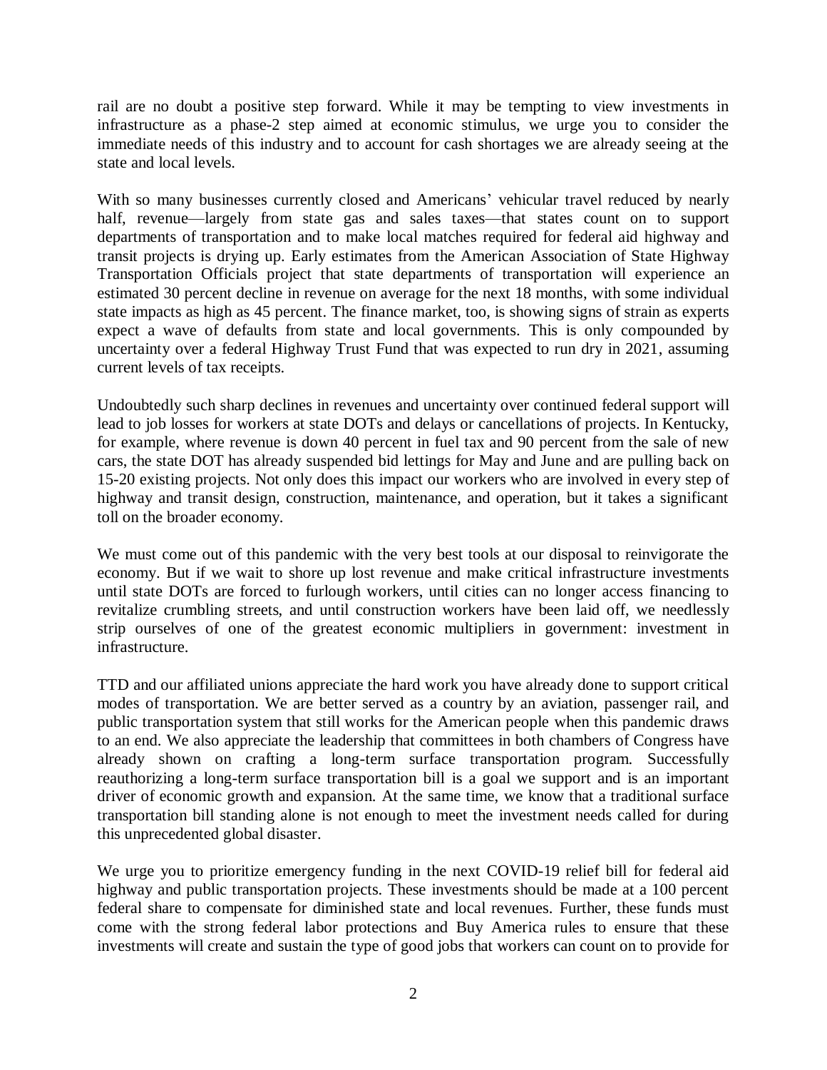rail are no doubt a positive step forward. While it may be tempting to view investments in infrastructure as a phase-2 step aimed at economic stimulus, we urge you to consider the immediate needs of this industry and to account for cash shortages we are already seeing at the state and local levels.

With so many businesses currently closed and Americans' vehicular travel reduced by nearly half, revenue—largely from state gas and sales taxes—that states count on to support departments of transportation and to make local matches required for federal aid highway and transit projects is drying up. Early estimates from the American Association of State Highway Transportation Officials project that state departments of transportation will experience an estimated 30 percent decline in revenue on average for the next 18 months, with some individual state impacts as high as 45 percent. The finance market, too, is showing signs of strain as experts expect a wave of defaults from state and local governments. This is only compounded by uncertainty over a federal Highway Trust Fund that was expected to run dry in 2021, assuming current levels of tax receipts.

Undoubtedly such sharp declines in revenues and uncertainty over continued federal support will lead to job losses for workers at state DOTs and delays or cancellations of projects. In Kentucky, for example, where revenue is down 40 percent in fuel tax and 90 percent from the sale of new cars, the state DOT has already suspended bid lettings for May and June and are pulling back on 15-20 existing projects. Not only does this impact our workers who are involved in every step of highway and transit design, construction, maintenance, and operation, but it takes a significant toll on the broader economy.

We must come out of this pandemic with the very best tools at our disposal to reinvigorate the economy. But if we wait to shore up lost revenue and make critical infrastructure investments until state DOTs are forced to furlough workers, until cities can no longer access financing to revitalize crumbling streets, and until construction workers have been laid off, we needlessly strip ourselves of one of the greatest economic multipliers in government: investment in infrastructure.

TTD and our affiliated unions appreciate the hard work you have already done to support critical modes of transportation. We are better served as a country by an aviation, passenger rail, and public transportation system that still works for the American people when this pandemic draws to an end. We also appreciate the leadership that committees in both chambers of Congress have already shown on crafting a long-term surface transportation program. Successfully reauthorizing a long-term surface transportation bill is a goal we support and is an important driver of economic growth and expansion. At the same time, we know that a traditional surface transportation bill standing alone is not enough to meet the investment needs called for during this unprecedented global disaster.

We urge you to prioritize emergency funding in the next COVID-19 relief bill for federal aid highway and public transportation projects. These investments should be made at a 100 percent federal share to compensate for diminished state and local revenues. Further, these funds must come with the strong federal labor protections and Buy America rules to ensure that these investments will create and sustain the type of good jobs that workers can count on to provide for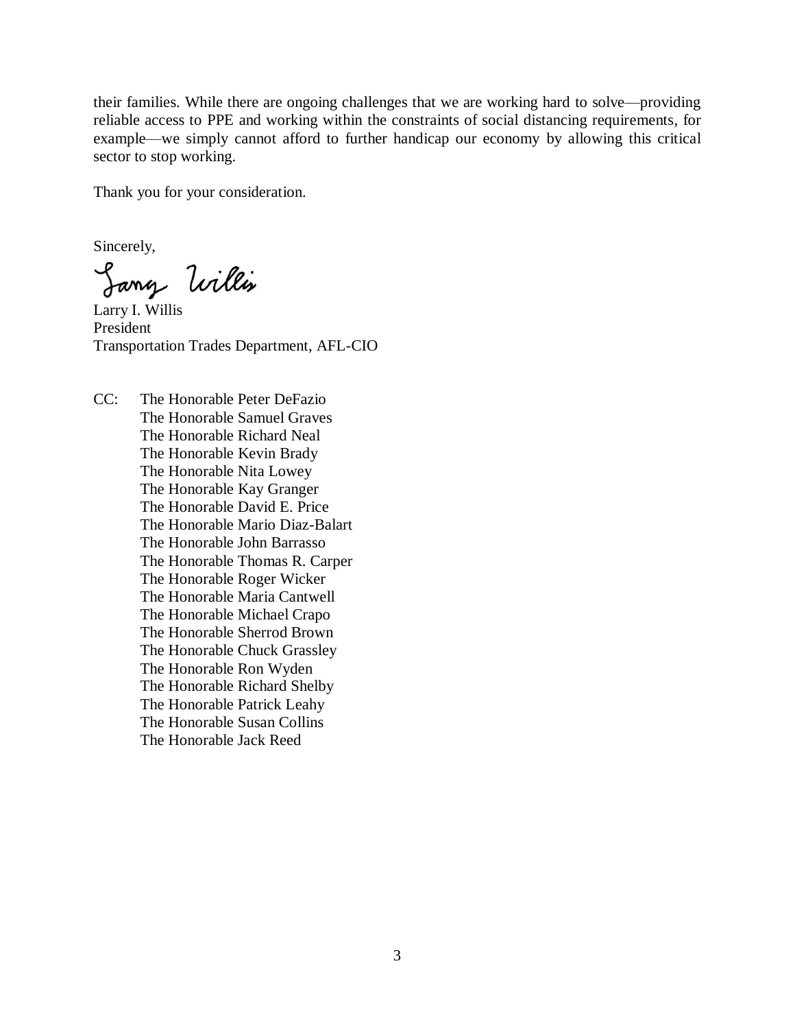their families. While there are ongoing challenges that we are working hard to solve—providing reliable access to PPE and working within the constraints of social distancing requirements, for example—we simply cannot afford to further handicap our economy by allowing this critical sector to stop working.

Thank you for your consideration.

Sincerely,

Larry I. Willis
President
Transportation Trades Department, AFL-CIO

CC: The Honorable Peter DeFazio
The Honorable Samuel Graves
The Honorable Richard Neal
The Honorable Kevin Brady
The Honorable Nita Lowey
The Honorable Kay Granger
The Honorable David E. Price
The Honorable Mario Diaz-Balart
The Honorable John Barrasso
The Honorable Thomas R. Carper
The Honorable Roger Wicker
The Honorable Maria Cantwell
The Honorable Michael Crapo
The Honorable Sherrod Brown
The Honorable Chuck Grassley
The Honorable Ron Wyden
The Honorable Richard Shelby
The Honorable Patrick Leahy
The Honorable Susan Collins
The Honorable Jack Reed